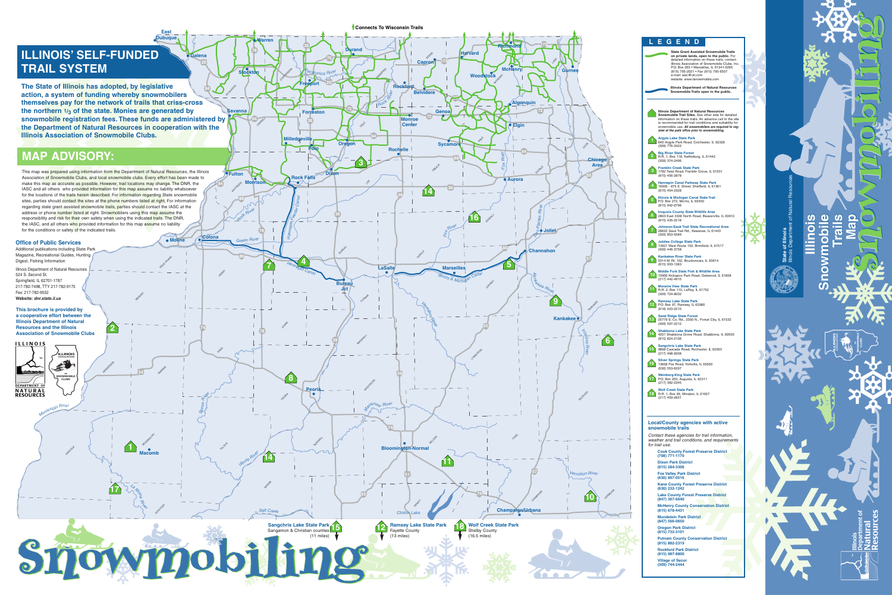# ILLINOIS' SELF-FUNDED TRAIL SYSTEM

**The State of Illinois has adopted, by legislative action, a system of funding whereby snowmobilers themselves pay for the network of trails that criss-cross the northern 1/3 of the state. Monies are generated by snowmobile registration fees. These funds are administered by the Department of Natural Resources in cooperation with the Illinois Association of Snowmobile Clubs.**

# MAP ADVISORY:

This map was prepared using information from the Department of Natural Resources, the Illinois Association of Snowmobile Clubs, and local snowmobile clubs. Every effort has been made to make this map as accurate as possible. However, trail locations may change. The DNR, the IASC and all others who provided information for this map assume no liability whatsoever for the locations of the trails herein described. For information regarding State snowmobile sites, parties should contact the sites at the phone numbers listed at right. For information regarding state grant assisted snowmobile trails, parties should contact the IASC at the address or phone number listed at right. Snowmobilers using this map assume the responsibility and risk for their own safety when using the indicated trails. The DNR, the IASC, and all others who provided information for this map assume no liability for the conditions or safety of the indicated trails.

### Office of Public Services

Additional publications including State Park Magazine, Recreational Guides, Hunting Digest, Fishing Information

Illinois Department of Natural Resources
524 S. Second St.
Springfield, IL 62701-1787
217-782-7498, TTY 217-782-9175
Fax: 217-782-9552
**Website: dnr.state.il.us**

**This brochure is provided by a cooperative effort between the Illinois Department of Natural Resources and the Illinois Association of Snowmobile Clubs**

Connects To Wisconsin Trails

**Sangchris Lake State Park** (15) Sangamon & Christian counties (11 miles)

**Ramsey Lake State Park** (12) Fayette County (13 miles)

**Wolf Creek State Park** (18) Shelby County (16.5 miles)

# Snowmobiling

## LEGEND

**State Grant Assisted Snowmobile Trails on private lands, open to the public.** For detailed information on these trails, contact: Illinois Association of Snowmobile Clubs, Inc. P.O. Box 265 • Marseilles, IL 61341-0265 (815) 795-2021 • Fax (815) 795-6507 e-mail: iasc@uti.com website: www.ilsnowmobile.com

**Illinois Department of Natural Resources Snowmobile Trails open to the public.**

**Illinois Department of Natural Resources Snowmobile Trail Sites.** See other side for detailed information on these trails. An advance call to the site is recommended for trail conditions and suitability for snowmobile use. ***All snowmobiles are required to register at the park office prior to snowmobiling.***

1. **Argyle Lake State Park** 640 Argyle Park Road, Colchester, IL 62326 (309) 776-3422
2. **Big River State Forest** R.R. 1, Box 118, Keithsburg, IL 61442 (309) 374-2496
3. **Franklin Creek State Park** 1782 Twist Road, Franklin Grove, IL 61031 (815) 456-2878
4. **Hennepin Canal Parkway State Park** 16006 - 875 E. Street, Sheffield, IL 61361 (815) 454-2328
5. **Illinois & Michigan Canal State Trail** P.O. Box 272, Morris, IL 60450 (815) 942-0796
6. **Iroquois County State Wildlife Area** 2803 East 3300 North Road, Beaverville, IL 60912 (815) 435-2218
7. **Johnson-Sauk Trail State Recreational Area** 28622 Sauk Trail Rd., Kewanee, IL 61443 (309) 853-5589
8. **Jubilee College State Park** 13921 West Route 150, Brimfield, IL 61517 (309) 446-3758
9. **Kankakee River State Park** 5314 W. Rt. 102, Bourbonnais, IL 60914 (815) 933-1383
10. **Middle Fork State Fish & Wildlife Area** 10906 Kickapoo Park Road, Oakwood, IL 61858 (217) 442-4915
11. **Moraine View State Park** R.R. 2, Box 110, LeRoy, IL 61752 (309) 724-8032
12. **Ramsey Lake State Park** P.O. Box 97, Ramsey, IL 62080 (618) 423-2215
13. **Sand Ridge State Forest** 25799 E. Co. Rd., 2300 N., Forest City, IL 61532 (309) 597-2212
14. **Shabbona Lake State Park** 4201 Shabbona Grove Road, Shabbona, IL 60550 (815) 824-2106
15. **Sangchris Lake State Park** 9898 Cascade Road, Rochester, IL 62563 (217) 498-9208
16. **Silver Springs State Park** 13608 Fox Road, Yorkville, IL 60560 (630) 553-6297
17. **Weinberg-King State Park** P.O. Box 203, Augusta, IL 62311 (217) 392-2345
18. **Wolf Creek State Park** R.R. 1, Box 99, Windsor, IL 61957 (217) 459-2831

### Local/County agencies with active snowmobile trails

*Contact these agencies for trail information, weather and trail conditions, and requirements for trail use.*

**Cook County Forest Preserve District (708) 771-1170**

**Dixon Park District (815) 284-3306**

**Fox Valley Park District (630) 897-0516**

**Kane County Forest Preserve District (630) 232-1242**

**Lake County Forest Preserve District (847) 367-6640**

**McHenry County Conservation District (815) 678-4431**

**Mundelein Park District (847) 566-0650**

**Oregon Park District (815) 732-3101**

**Putnam County Conservation District (815) 882-2319**

**Rockford Park District (815) 987-8800**

**Village of Secor (309) 744-2444**

State of Illinois
Illinois Department of Natural Resources

# Illinois Snowmobile Trails Map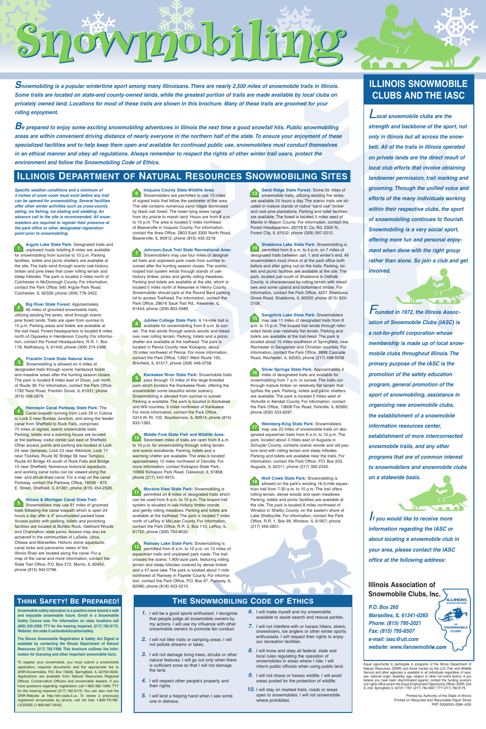# Snowmobiling

***Snowmobiling is a popular wintertime sport among many Illinoisans. There are nearly 2,500 miles of snowmobile trails in Illinois. Some trails are located on state-and county-owned lands, while the greatest portion of trails are made available by local clubs on privately owned land. Locations for most of these trails are shown in this brochure. Many of these trails are groomed for your riding enjoyment.***

***Be prepared to enjoy some exciting snowmobiling adventures in Illinois the next time a good snowfall hits. Public snowmobiling areas are within convenient driving distance of nearly everyone in the northern half of the state. To ensure your enjoyment of these specialized facilities and to help keep them open and available for continued public use, snowmobilers must conduct themselves in an ethical manner and obey all regulations. Always remember to respect the rights of other winter trail users, protect the environment and follow the Snowmobiling Code of Ethics.***

## Illinois Department of Natural Resources Snowmobiling Sites

***Specific weather conditions and a minimum of 4 inches of snow cover must exist before any trail can be opened for snowmobiling. Several facilities offer other winter activities such as cross-county skiing, ice fishing, ice skating and sledding. An advance call to the site is recommended. All snowmobilers are required to register their presence at the park office or other designated registration point prior to snowmobiling.***

**1 Argyle Lake State Park:** Designated trails and unplowed roads totalling 8 miles are available for snowmobiling from sunrise to 10 p.m. Parking facilities, toilets and picnic shelters are available at the site. The trails wind through scenic oak-hickory timber and pine trees that cover rolling terrain and steep hillsides. The park is located 2 miles north of Colchester in McDonough County. For information, contact the Park Office, 640 Argyle Park Road, Colchester, IL 62326; phone (309) 776-3422.

**2 Big River State Forest:** Approximately 46 miles of groomed snowmobile trails, utilizing existing fire lanes, wind through scenic pine forest lands. Trails are open from sunrise to 10 p.m. Parking areas and toilets are available at the trail head. Forest headquarters is located 6 miles north of Oquawka in Henderson County. For information, contact the Forest Headquarters, R.R. 1, Box 118, Keithsburg, IL 61442; phone (309) 374-2496.

**3 Franklin Creek State Natural Area:** Snowmobiling is allowed on 4 miles of designated trails through scenic hardwood forest and meadow areas after the hunting season closes. The park is located 8 miles east of Dixon, just north of Route 38. For information, contact the Park Office, 1782 Twist Road, Franklin Grove, IL 61031; phone (815) 456-2878.

**4 Hennepin Canal Parkway State Park:** The Canal towpath running from Lock 29 in Colona to Lock 2 near Bureau Junction, and along the feeder canal from Sheffield to Rock Falls, comprises 75 miles of signed, scenic snowmobile trails. Parking, toilets and a warming house are located at the parkway visitor center just east of Sheffield. Other access points and parking are located at Lock 24 near Geneseo, Lock 23 near Atkinson, Lock 11 near Tiskilwa, Route 92 Bridge 56 near Tampico, Route 40 Bridge 45 south of Rock Falls and Bridge 15 near Sheffield. Numerous historical aqueducts and working canal locks can be viewed along the tree- and shrub-lined canal. For a map on the canal Parkway, contact the Parkway Office, 16006 - 875 E. Street, Sheffield, IL 61361; phone (815) 454-2328.

**5 Illinois & Michigan Canal State Trail:** Snowmobilers may use 61 miles of groomed trails following the canal towpath which is open 24 hours a day after a 4" accumulated packed base. Access points with parking, toilets and picnicking facilities are located at Buffalo Rock, Gebhard Woods and Channahon state parks. Access may also be achieved in the communities of LaSalle, Utica, Ottawa and Marseilles. Historic stone aqueducts, canal locks and panoramic views of the Illinois River are located along the canal. For a map of the canal and more information, contact the State Trail Office, P.O. Box 272, Morris, IL 60450; phone (815) 942-0796.

**6 Iroquois County State Wildlife Area:** Snowmobilers are permitted to use 13 miles of signed trails that follow the perimeter of the area. The site contains numerous sand ridges dominated by black oak forest. The lower-lying areas range from dry prairie to marsh land. Hours are from 8 a.m. to 10 p.m. The area is located 5 miles northeast of Beaverville in Iroquois County. For information, contact the Area Office, 2803 East 3300 North Road, Beaverville, IL 60912; phone (815) 435-2218.

**7 Johnson-Sauk Trail State Recreational Area:** Snowmobilers may use four miles of designated trails and unplowed park roads from sunrise to sunset after the hunting season closes. The scenic, looped trail system winds through stands of oak-hickory timber, pines and gently rolling meadows. Parking and toilets are available at the site, which is located 5 miles north of Kewanee in Henry County. Snowmobiler should park at the Round Bard parking lot to access Trailhead. For information, contact the Park Office, 28616 Sauk Trail Rd., Kewanee, IL 61443; phone (309) 853-5589.

**8 Jubilee College State Park:** A 14-mile trail is available for snowmobiling from 8 a.m. to sunset. The trail winds through scenic woods and meadows over rolling terrain. Parking, toilets and a picnic shelter are available at the trailhead. The park is located in Peoria County near Kickapoo, about 15 miles northwest of Peoria. For more information, contact the Park Office, 13921 West Route 150, Brimfield, IL 61517; phone (309) 446-3758.

**9 Kankakee River State Park:** Snowmobile trails pass through 15 miles of this large forested park which borders the Kankakee River, offering the snowmobiler some beautiful winter scenery. Snowmobiling is allowed from sunrise to sunset. Parking is available. The park is located in Kankakee and Will counties, 6 miles northwest of Kankakee. For more information, contact the Park Office, 5314 W. Rt. 102, Bourbonnais, IL 60914; phone (815) 933-1383.

**10 Middle Fork State Fish and Wildlife Area:** Seventeen miles of trails are open from 8 a.m. to 10 p.m. for snowmobiling through rolling terrain and scenic woodlands. Parking, toilets and a warming shelter are available. The area is located approximately 12 miles northwest of Danville. For more information, contact Kickapoo State Park, 10906 Kickapoo Park Road, Oakwood, IL 61858; phone (217) 442-4915.

**11 Moraine View State Park:** Snowmobiling is permitted on 8 miles of designated trails which can be used from 8 a.m. to 10 p.m. The looped trail system is situated in oak-hickory timber stands and gently rolling meadows. Parking and toilets are available at the trailhead. The park is located 7 miles north of LeRoy in McLean County. For information, contact the Park Office, R.R. 2, Box 110, LeRoy, IL 61752; phone (309) 724-8032.

**12 Ramsey Lake State Park:** Snowmobiling is permitted from 8 a.m. to 10 p.m. on 13 miles of equestrian trails and unplowed park roads. The trail crosses the scenic 1,900-acre park, featuring rolling terrain and steep hillsides covered by dense timber and a 47-acre lake. The park is located about 1 mile northwest of Ramsey in Fayette County. For information, contact the Park Office, P.O. Box 97, Ramsey, IL 62080; phone (618) 423-2215.

**13 Sand Ridge State Forest:** Some 26 miles of snowmobile trails, utilizing existing fire lanes, are available 24 hours a day. The scenic trails are situated in mature stands of native "sand oak" timber and vast pine plantations. Parking and toilet facilities are available. The forest is located 5 miles west of Manito in Mason County. For information, contact the Forest Headquarters, 25779 E. Co. Rd. 2300 N., Forest City, IL 61532; phone (309) 597-2212.

**14 Shabbona Lake State Park:** Snowmobiling is permitted from 8 a.m. to 4 p.m. on 7 miles of designated trails between Jan. 1 and winter's end. All snowmobilers must check in at the park office both before and after going out on the trails. Parking, toilets and picnic shelters are available at the site. The park, located just south of Shabbona in DeKalb County, is characterized by rolling terrain with meadows and some upland and bottomland timber. For information, contact the Park Office, 4201 Shabbona Grove Road, Shabbona, IL 60550; phone (815) 824-2106.

**15 Sangchris Lake State Park:** Snowmobilers may use 11 miles of designated trails from 8 a.m. to 10 p.m. The looped trail winds through reforested fields over relatively flat terrain. Parking and toilets are available at the trail-head. The park is located about 15 miles southeast of Springfield, near Rochester in Sangamon and Christian counties. For information, contact the Park Office, 9898 Cascade Road, Rochester, IL 62563; phone (217) 498-9208

**16 Silver Springs State Park:** Approximately 4 miles of designated trails are available for snowmobiling from 7 a.m. to sunset. The trails run through mature timber on relatively flat terrain that typifies the park. Parking, toilets and picnic shelters are available. The park is located 5 miles west of Yorkville in Kendall County. For information, contact the Park Office, 13608 Fox Road, Yorkville, IL 60560; phone (630) 553-6297.

**17 Weinberg-King State Park:** Snowmobilers may use 22 miles of snowmobile trails on designated equestrian trails from 8 a.m. to 10 p.m. The park, located about 3 miles east of Augusta in Schuyler County, contains scenic woods and old pasture land with rolling terrain and steep hillsides. Parking and toilets are available near the trails. For information, contact the Park Office, P.O. Box 203, Augusta, IL 62311; phone (217) 392-2345.

**18 Wolf Creek State Park:** Snowmobiling is allowed on the park's winding 16.5-mile equestrian trail from 7:30 a.m. to 10 p.m. The trail offers rolling terrain, dense woods and open meadows. Parking, toilets and picnic facilities are available at the site. The park is located 8 miles northwest of Windsor in Shelby County, on the eastern shore of Lake Shelbyville. For information, contact the Park Office, R.R. 1, Box 99, Windsor, IL 61957; phone (217) 459-2831.

## Illinois Snowmobile Clubs and the IASC

***Local snowmobile clubs are the strength and backbone of the sport, not only in Illinois but all across the snow-belt. All of the trails in Illinois operated on private lands are the direct result of local club efforts that involve obtaining landowner permission, trail marking and grooming. Through the unified voice and efforts of the many individuals working within their respective clubs, the sport of snowmobiling continues to flourish. Snowmobiling is a very social sport, offering more fun and personal enjoyment when done with the right group rather than alone. So join a club and get involved.***

***Founded in 1972, the Illinois Association of Snowmobile Clubs (IASC) is a not-for-profit corporation whose membership is made up of local snowmobile clubs throughout Illinois. The primary purpose of the IASC is the promotion of the safety education program, general promotion of the sport of snowmobiling, assistance in organizing new snowmobile clubs, the establishment of a snowmobile information resources center, establishment of more interconnected snowmobile trails, and any other programs that are of common interest to snowmobilers and snowmobile clubs on a statewide basis.***

***If you would like to receive more information regarding the IASC or about locating a snowmobile club in your area, please contact the IASC office at the following address:***

**Illinois Association of Snowmobile Clubs, Inc.**

*P.O. Box 265*
*Marseilles, IL 61341-0265*
*Phone: (815) 795-2021*
*Fax: (815) 795-6507*
*e-mail: iasc@uti.com*
*website: www.ilsnowmobile.com*

## Think Safety! Be Prepared!

**Snowmobile safety education is a positive move toward a safe and enjoyable snowmobile future. Enroll in a Snowmobile Safety Course now. For information on class locations call (800) 832-2599. TTY for the hearing impaired, (217) 782-9175. Website: dnr.state.il.us/lands/education/safety**

**The Illinois Snowmobile Registration & Safety Act Digest is available by contacting the Illinois Department of Natural Resources (217) 782-7498. This brochure outlines the information for licensing and other important snowmobile facts.**

To register your snowmobile, you must submit a snowmobile application, required documents and the appropriate fee to DNR-Snowmobile, P.O. Box 19226, Springfield, IL 62794-9226. Applications are available from Natural Resources Regional Offices, Conservation Officers and snowmobile dealers. If you have questions regarding registration, call 1-800-382-1696, TTY for the hearing impaired (217) 782-9175. You can also visit the DNR Website at http://dnr.state.il.us. To renew a previously registered snowmobile by phone, call toll free 1-800-TO-RE-LICENSE (1-800-867-3542).

## The Snowmobiling Code of Ethics

1. I will be a good sports enthusiast. I recognize that people judge all snowmobile owners by my actions. I will use my influence with other snowmobile owners to promote fair conduct.
2. I will not litter trails or camping areas. I will not pollute streams or lakes.
3. I will not damage living trees, shrubs or other natural features. I will go out only when there is sufficient snow so that I will not damage the land.
4. I will respect other people's property and their rights.
5. I will lend a helping hand when I see someone in distress.
6. I will make myself and my snowmobile available to assist search and rescue parties.
7. I will not interfere with or harass hikers, skiers, snowshoers, ice anglers or other winter sports enthusiasts. I will respect their rights to enjoy our recreation facilities.
8. I will know and obey all federal, state and local rules regulating the operation of snowmobiles in areas where I ride. I will inform public officials when using public land.
9. I will not chase or harass wildlife. I will avoid areas posted for the protection of wildlife.
10. I will stay on marked trails, roads or areas open to snowmobiles. I will not snowmobile where prohibited.

Equal opportunity to participate in programs of the Illinois Department of Natural Resources (IDNR) and those funded by the U.S. Fish and Wildlife Service and other agencies is available to all individuals regardless of race, sex, national origin, disability, age, religion or other non-merit factors. If you believe you have been discriminated against, contact the funding source's civil rights office and/or the Equal Employment Opportunity Officer, IDNR, 524 S. 2nd, Springfield, IL 62701-1787; (217) 785-0067; TTY (217) 782-9175.

Printed by Authority of the State of Illinois
Printed on Recycled and Recyclable Paper Stock
PRT 0000000–25M–4/05